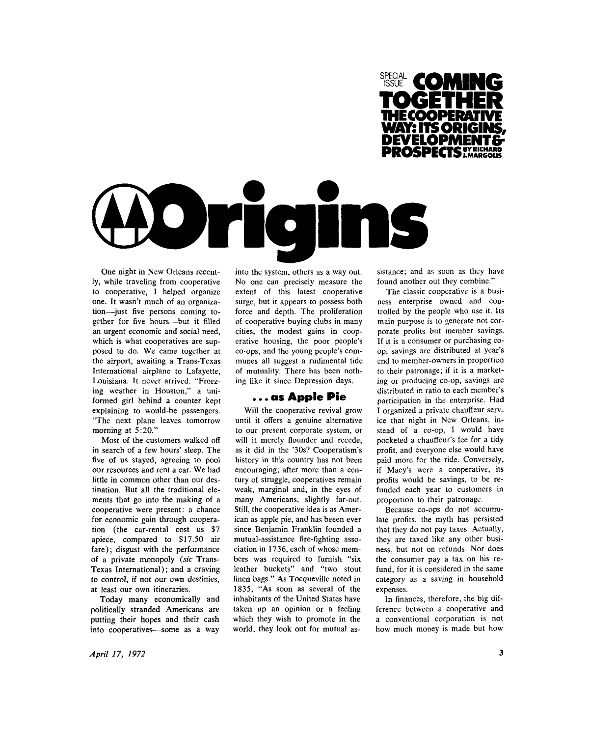SPECIAL ISSUE

# COMING TOGETHER

## THE COOPERATIVE WAY: ITS ORIGINS, DEVELOPMENT & PROSPECTS

BY RICHARD J. MARGOLIS

# Origins

One night in New Orleans recently, while traveling from cooperative to cooperative, I helped organize one. It wasn't much of an organization—just five persons coming together for five hours—but it filled an urgent economic and social need, which is what cooperatives are supposed to do. We came together at the airport, awaiting a Trans-Texas International airplane to Lafayette, Louisiana. It never arrived. "Freezing weather in Houston," a uniformed girl behind a counter kept explaining to would-be passengers. "The next plane leaves tomorrow morning at 5:20."

Most of the customers walked off in search of a few hours' sleep. The five of us stayed, agreeing to pool our resources and rent a car. We had little in common other than our destination. But all the traditional elements that go into the making of a cooperative were present: a chance for economic gain through cooperation (the car-rental cost us $7 apiece, compared to $17.50 air fare); disgust with the performance of a private monopoly (*sic* Trans-Texas International); and a craving to control, if not our own destinies, at least our own itineraries.

Today many economically and politically stranded Americans are putting their hopes and their cash into cooperatives—some as a way into the system, others as a way out. No one can precisely measure the cooperative surge, but it appears to possess both force and depth. The proliferation of cooperative buying clubs in many cities, the modest gains in cooperative housing, the poor people's co-ops, and the young people's communes all suggest a rudimental tide of mutuality. There has been nothing like it since Depression days.

### . . . as Apple Pie

Will the cooperative revival grow until it offers a genuine alternative to our present corporate system, or will it merely flounder and recede, as it did in the '30s? Cooperatism's history in this country has not been encouraging; after more than a century of struggle, cooperatives remain weak, marginal and, in the eyes of many Americans, slightly far-out. Still, the cooperative idea is as American as apple pie, and has beeen ever since Benjamin Franklin founded a mutual-assistance fire-fighting association in 1736, each of whose members was required to furnish "six leather buckets" and "two stout linen bags." As Tocqueville noted in 1835, "As soon as several of the inhabitants of the United States have taken up an opinion or a feeling which they wish to promote in the world, they look out for mutual assistance; and as soon as they have found another out they combine."

The classic cooperative is a business enterprise owned and controlled by the people who use it. Its main purpose is to generate not corporate profits but member savings. If it is a consumer or purchasing co-op, savings are distributed at year's end to member-owners in proportion to their patronage; if it is a marketing or producing co-op, savings are distributed in ratio to each member's participation in the enterprise. Had I organized a private chauffeur service that night in New Orleans, instead of a co-op, I would have pocketed a chauffeur's fee for a tidy profit, and everyone else would have paid more for the ride. Conversely, if Macy's were a cooperative, its profits would be savings, to be refunded each year to customers in proportion to their patronage.

Because co-ops do not accumulate profits, the myth has persisted that they do not pay taxes. Actually, they are taxed like any other business, but not on refunds. Nor does the consumer pay a tax on his refund, for it is considered in the same category as a saving in household expenses.

In finances, therefore, the big difference between a cooperative and a conventional corporation is not how much money is made but how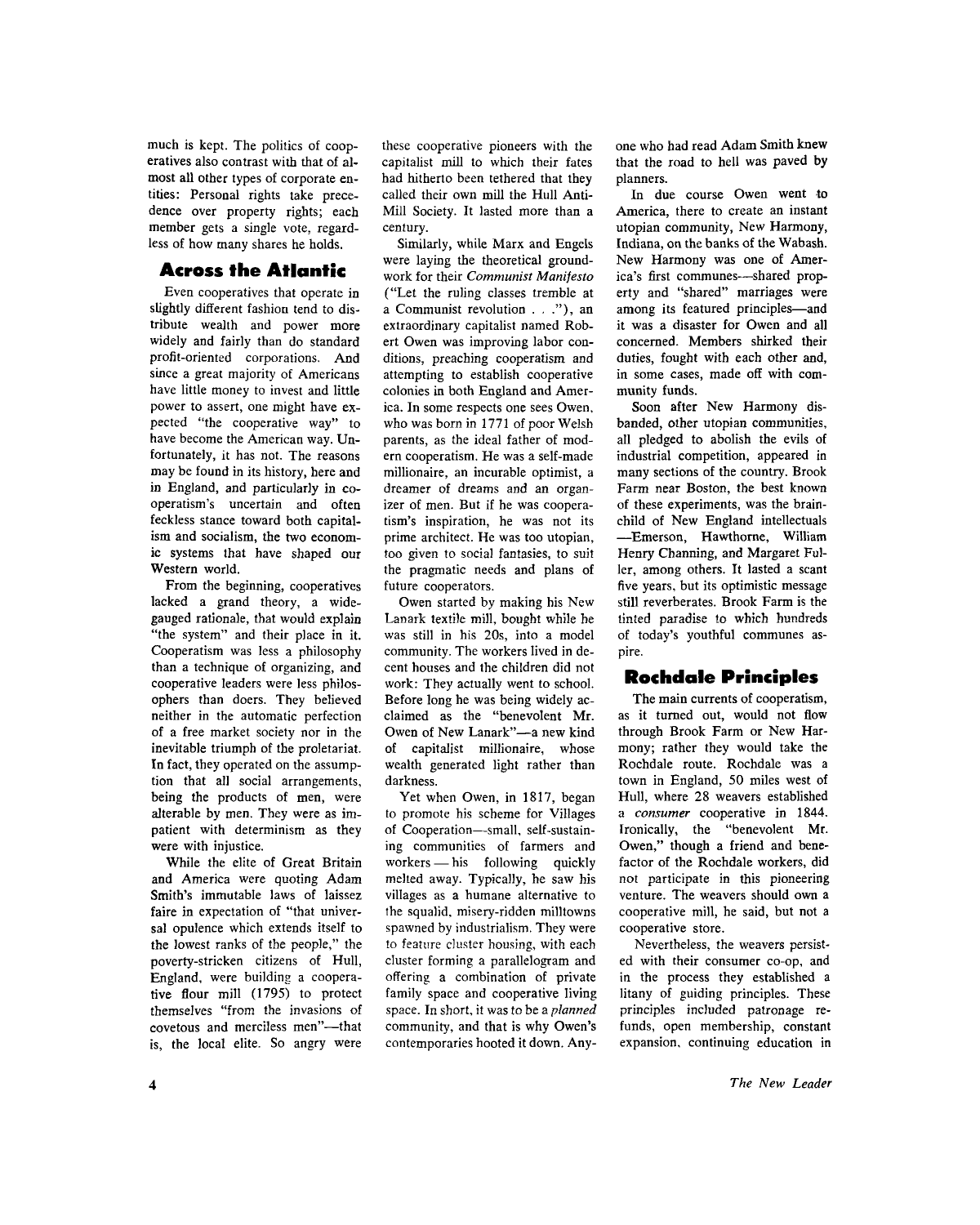much is kept. The politics of cooperatives also contrast with that of almost all other types of corporate entities: Personal rights take precedence over property rights; each member gets a single vote, regardless of how many shares he holds.

## Across the Atlantic

Even cooperatives that operate in slightly different fashion tend to distribute wealth and power more widely and fairly than do standard profit-oriented corporations. And since a great majority of Americans have little money to invest and little power to assert, one might have expected "the cooperative way" to have become the American way. Unfortunately, it has not. The reasons may be found in its history, here and in England, and particularly in cooperatism's uncertain and often feckless stance toward both capitalism and socialism, the two economic systems that have shaped our Western world.

From the beginning, cooperatives lacked a grand theory, a wide-gauged rationale, that would explain "the system" and their place in it. Cooperatism was less a philosophy than a technique of organizing, and cooperative leaders were less philosophers than doers. They believed neither in the automatic perfection of a free market society nor in the inevitable triumph of the proletariat. In fact, they operated on the assumption that all social arrangements, being the products of men, were alterable by men. They were as impatient with determinism as they were with injustice.

While the elite of Great Britain and America were quoting Adam Smith's immutable laws of laissez faire in expectation of "that universal opulence which extends itself to the lowest ranks of the people," the poverty-stricken citizens of Hull, England, were building a cooperative flour mill (1795) to protect themselves "from the invasions of covetous and merciless men"—that is, the local elite. So angry were these cooperative pioneers with the capitalist mill to which their fates had hitherto been tethered that they called their own mill the Hull Anti-Mill Society. It lasted more than a century.

Similarly, while Marx and Engels were laying the theoretical groundwork for their *Communist Manifesto* ("Let the ruling classes tremble at a Communist revolution . . ."), an extraordinary capitalist named Robert Owen was improving labor conditions, preaching cooperatism and attempting to establish cooperative colonies in both England and America. In some respects one sees Owen, who was born in 1771 of poor Welsh parents, as the ideal father of modern cooperatism. He was a self-made millionaire, an incurable optimist, a dreamer of dreams and an organizer of men. But if he was cooperatism's inspiration, he was not its prime architect. He was too utopian, too given to social fantasies, to suit the pragmatic needs and plans of future cooperators.

Owen started by making his New Lanark textile mill, bought while he was still in his 20s, into a model community. The workers lived in decent houses and the children did not work: They actually went to school. Before long he was being widely acclaimed as the "benevolent Mr. Owen of New Lanark"—a new kind of capitalist millionaire, whose wealth generated light rather than darkness.

Yet when Owen, in 1817, began to promote his scheme for Villages of Cooperation—small, self-sustaining communities of farmers and workers — his following quickly melted away. Typically, he saw his villages as a humane alternative to the squalid, misery-ridden milltowns spawned by industrialism. They were to feature cluster housing, with each cluster forming a parallelogram and offering a combination of private family space and cooperative living space. In short, it was to be a *planned* community, and that is why Owen's contemporaries hooted it down. Anyone who had read Adam Smith knew that the road to hell was paved by planners.

In due course Owen went to America, there to create an instant utopian community, New Harmony, Indiana, on the banks of the Wabash. New Harmony was one of America's first communes—shared property and "shared" marriages were among its featured principles—and it was a disaster for Owen and all concerned. Members shirked their duties, fought with each other and, in some cases, made off with community funds.

Soon after New Harmony disbanded, other utopian communities, all pledged to abolish the evils of industrial competition, appeared in many sections of the country. Brook Farm near Boston, the best known of these experiments, was the brainchild of New England intellectuals —Emerson, Hawthorne, William Henry Channing, and Margaret Fuller, among others. It lasted a scant five years, but its optimistic message still reverberates. Brook Farm is the tinted paradise to which hundreds of today's youthful communes aspire.

## Rochdale Principles

The main currents of cooperatism, as it turned out, would not flow through Brook Farm or New Harmony; rather they would take the Rochdale route. Rochdale was a town in England, 50 miles west of Hull, where 28 weavers established a *consumer* cooperative in 1844. Ironically, the "benevolent Mr. Owen," though a friend and benefactor of the Rochdale workers, did not participate in this pioneering venture. The weavers should own a cooperative mill, he said, but not a cooperative store.

Nevertheless, the weavers persisted with their consumer co-op, and in the process they established a litany of guiding principles. These principles included patronage refunds, open membership, constant expansion, continuing education in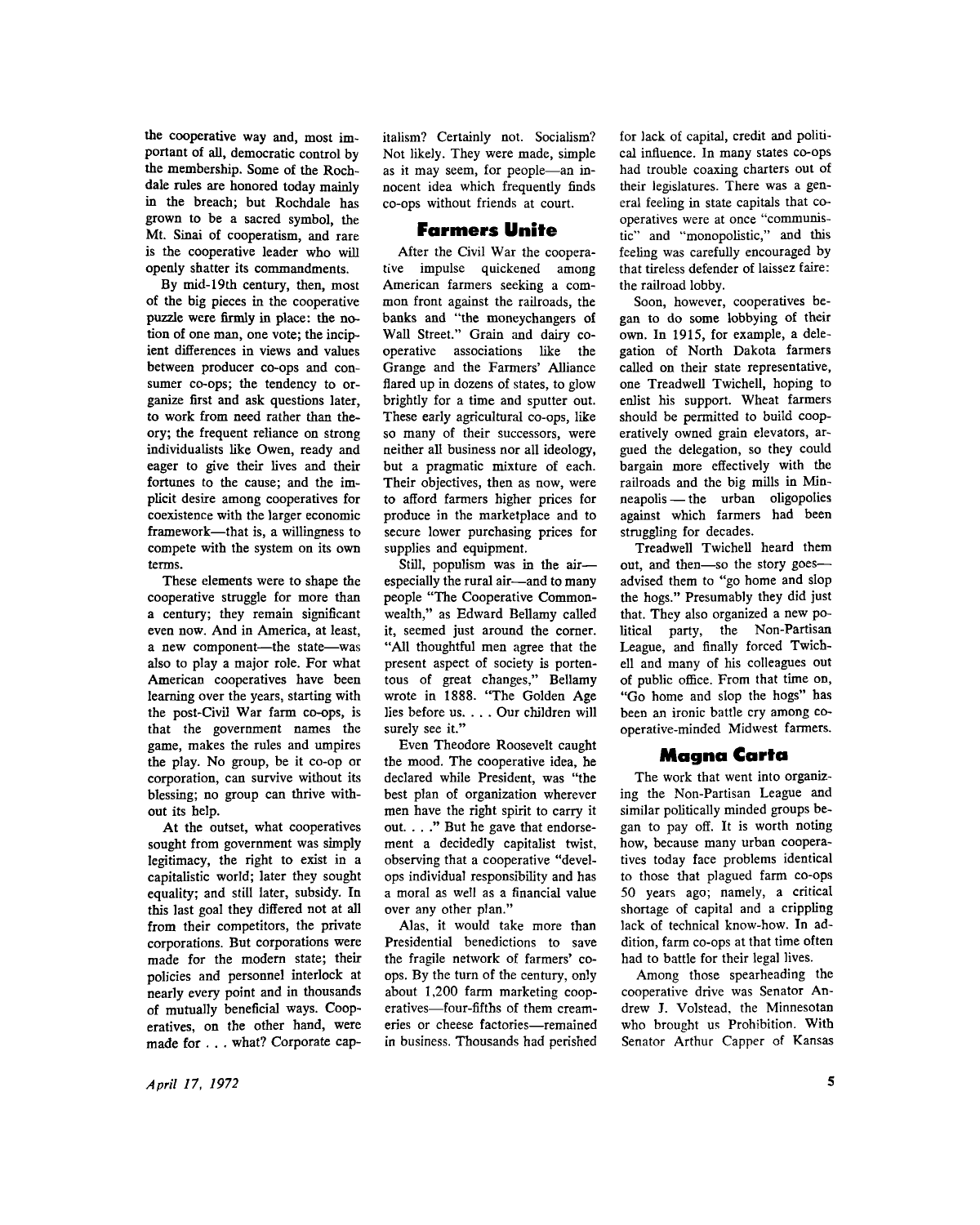the cooperative way and, most important of all, democratic control by the membership. Some of the Rochdale rules are honored today mainly in the breach; but Rochdale has grown to be a sacred symbol, the Mt. Sinai of cooperatism, and rare is the cooperative leader who will openly shatter its commandments.

By mid-19th century, then, most of the big pieces in the cooperative puzzle were firmly in place: the notion of one man, one vote; the incipient differences in views and values between producer co-ops and consumer co-ops; the tendency to organize first and ask questions later, to work from need rather than theory; the frequent reliance on strong individualists like Owen, ready and eager to give their lives and their fortunes to the cause; and the implicit desire among cooperatives for coexistence with the larger economic framework—that is, a willingness to compete with the system on its own terms.

These elements were to shape the cooperative struggle for more than a century; they remain significant even now. And in America, at least, a new component—the state—was also to play a major role. For what American cooperatives have been learning over the years, starting with the post-Civil War farm co-ops, is that the government names the game, makes the rules and umpires the play. No group, be it co-op or corporation, can survive without its blessing; no group can thrive without its help.

At the outset, what cooperatives sought from government was simply legitimacy, the right to exist in a capitalistic world; later they sought equality; and still later, subsidy. In this last goal they differed not at all from their competitors, the private corporations. But corporations were made for the modern state; their policies and personnel interlock at nearly every point and in thousands of mutually beneficial ways. Cooperatives, on the other hand, were made for . . . what? Corporate capitalism? Certainly not. Socialism? Not likely. They were made, simple as it may seem, for people—an innocent idea which frequently finds co-ops without friends at court.

## Farmers Unite

After the Civil War the cooperative impulse quickened among American farmers seeking a common front against the railroads, the banks and "the moneychangers of Wall Street." Grain and dairy cooperative associations like the Grange and the Farmers' Alliance flared up in dozens of states, to glow brightly for a time and sputter out. These early agricultural co-ops, like so many of their successors, were neither all business nor all ideology, but a pragmatic mixture of each. Their objectives, then as now, were to afford farmers higher prices for produce in the marketplace and to secure lower purchasing prices for supplies and equipment.

Still, populism was in the air—especially the rural air—and to many people "The Cooperative Commonwealth," as Edward Bellamy called it, seemed just around the corner. "All thoughtful men agree that the present aspect of society is portentous of great changes," Bellamy wrote in 1888. "The Golden Age lies before us. . . . Our children will surely see it."

Even Theodore Roosevelt caught the mood. The cooperative idea, he declared while President, was "the best plan of organization wherever men have the right spirit to carry it out. . . ." But he gave that endorsement a decidedly capitalist twist, observing that a cooperative "develops individual responsibility and has a moral as well as a financial value over any other plan."

Alas, it would take more than Presidential benedictions to save the fragile network of farmers' co-ops. By the turn of the century, only about 1,200 farm marketing cooperatives—four-fifths of them creameries or cheese factories—remained in business. Thousands had perished for lack of capital, credit and political influence. In many states co-ops had trouble coaxing charters out of their legislatures. There was a general feeling in state capitals that cooperatives were at once "communistic" and "monopolistic," and this feeling was carefully encouraged by that tireless defender of laissez faire: the railroad lobby.

Soon, however, cooperatives began to do some lobbying of their own. In 1915, for example, a delegation of North Dakota farmers called on their state representative, one Treadwell Twichell, hoping to enlist his support. Wheat farmers should be permitted to build cooperatively owned grain elevators, argued the delegation, so they could bargain more effectively with the railroads and the big mills in Minneapolis — the urban oligopolies against which farmers had been struggling for decades.

Treadwell Twichell heard them out, and then—so the story goes—advised them to "go home and slop the hogs." Presumably they did just that. They also organized a new political party, the Non-Partisan League, and finally forced Twichell and many of his colleagues out of public office. From that time on, "Go home and slop the hogs" has been an ironic battle cry among cooperative-minded Midwest farmers.

## Magna Carta

The work that went into organizing the Non-Partisan League and similar politically minded groups began to pay off. It is worth noting how, because many urban cooperatives today face problems identical to those that plagued farm co-ops 50 years ago; namely, a critical shortage of capital and a crippling lack of technical know-how. In addition, farm co-ops at that time often had to battle for their legal lives.

Among those spearheading the cooperative drive was Senator Andrew J. Volstead, the Minnesotan who brought us Prohibition. With Senator Arthur Capper of Kansas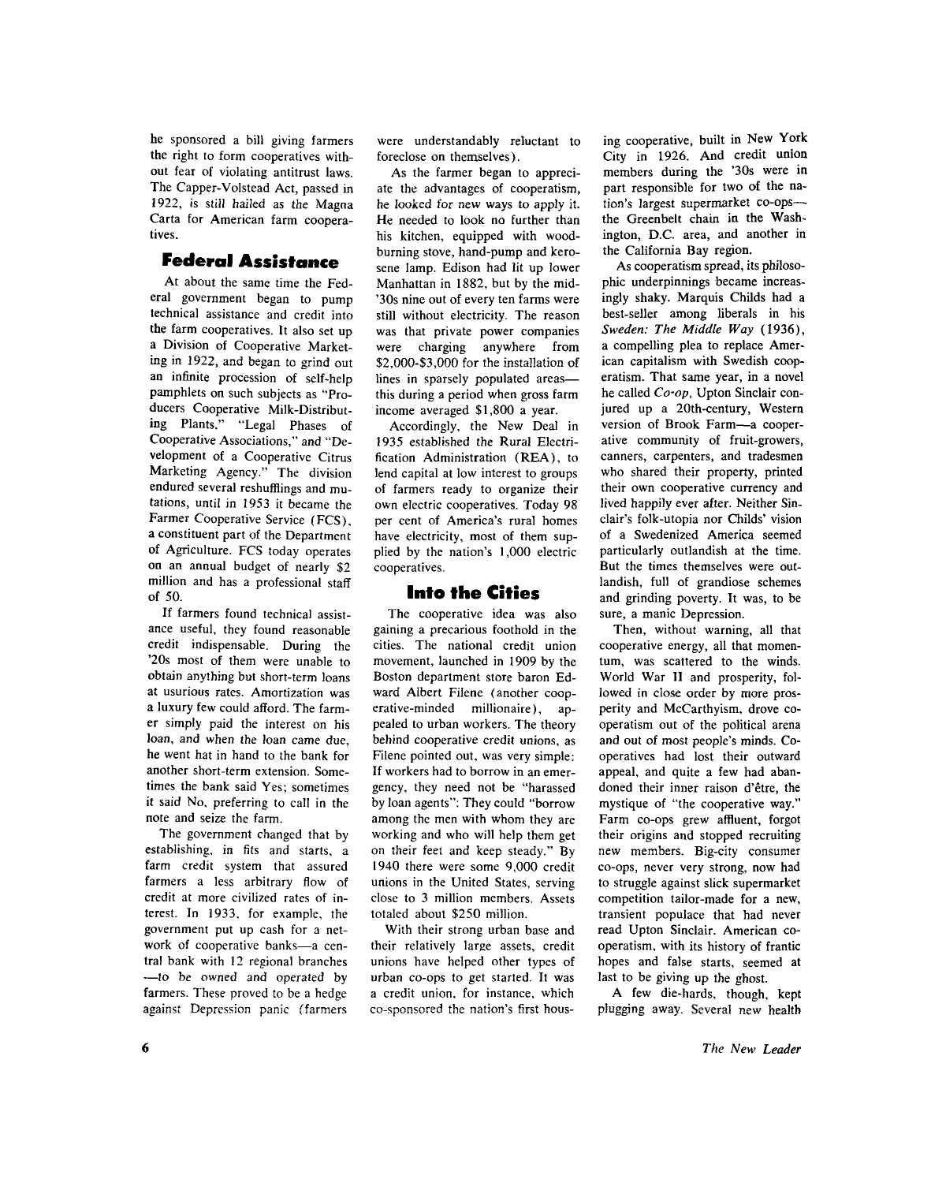he sponsored a bill giving farmers the right to form cooperatives without fear of violating antitrust laws. The Capper-Volstead Act, passed in 1922, is still hailed as the Magna Carta for American farm cooperatives.

## Federal Assistance

At about the same time the Federal government began to pump technical assistance and credit into the farm cooperatives. It also set up a Division of Cooperative Marketing in 1922, and began to grind out an infinite procession of self-help pamphlets on such subjects as "Producers Cooperative Milk-Distributing Plants," "Legal Phases of Cooperative Associations," and "Development of a Cooperative Citrus Marketing Agency." The division endured several reshufflings and mutations, until in 1953 it became the Farmer Cooperative Service (FCS), a constituent part of the Department of Agriculture. FCS today operates on an annual budget of nearly $2 million and has a professional staff of 50.

If farmers found technical assistance useful, they found reasonable credit indispensable. During the '20s most of them were unable to obtain anything but short-term loans at usurious rates. Amortization was a luxury few could afford. The farmer simply paid the interest on his loan, and when the loan came due, he went hat in hand to the bank for another short-term extension. Sometimes the bank said Yes; sometimes it said No, preferring to call in the note and seize the farm.

The government changed that by establishing, in fits and starts, a farm credit system that assured farmers a less arbitrary flow of credit at more civilized rates of interest. In 1933, for example, the government put up cash for a network of cooperative banks—a central bank with 12 regional branches—to be owned and operated by farmers. These proved to be a hedge against Depression panic (farmers were understandably reluctant to foreclose on themselves).

As the farmer began to appreciate the advantages of cooperatism, he looked for new ways to apply it. He needed to look no further than his kitchen, equipped with wood-burning stove, hand-pump and kerosene lamp. Edison had lit up lower Manhattan in 1882, but by the mid-'30s nine out of every ten farms were still without electricity. The reason was that private power companies were charging anywhere from $2,000-$3,000 for the installation of lines in sparsely populated areas—this during a period when gross farm income averaged $1,800 a year.

Accordingly, the New Deal in 1935 established the Rural Electrification Administration (REA), to lend capital at low interest to groups of farmers ready to organize their own electric cooperatives. Today 98 per cent of America's rural homes have electricity, most of them supplied by the nation's 1,000 electric cooperatives.

## Into the Cities

The cooperative idea was also gaining a precarious foothold in the cities. The national credit union movement, launched in 1909 by the Boston department store baron Edward Albert Filene (another cooperative-minded millionaire), appealed to urban workers. The theory behind cooperative credit unions, as Filene pointed out, was very simple: If workers had to borrow in an emergency, they need not be "harassed by loan agents": They could "borrow among the men with whom they are working and who will help them get on their feet and keep steady." By 1940 there were some 9,000 credit unions in the United States, serving close to 3 million members. Assets totaled about $250 million.

With their strong urban base and their relatively large assets, credit unions have helped other types of urban co-ops to get started. It was a credit union, for instance, which co-sponsored the nation's first housing cooperative, built in New York City in 1926. And credit union members during the '30s were in part responsible for two of the nation's largest supermarket co-ops—the Greenbelt chain in the Washington, D.C. area, and another in the California Bay region.

As cooperatism spread, its philosophic underpinnings became increasingly shaky. Marquis Childs had a best-seller among liberals in his *Sweden: The Middle Way* (1936), a compelling plea to replace American capitalism with Swedish cooperatism. That same year, in a novel he called *Co-op*, Upton Sinclair conjured up a 20th-century, Western version of Brook Farm—a cooperative community of fruit-growers, canners, carpenters, and tradesmen who shared their property, printed their own cooperative currency and lived happily ever after. Neither Sinclair's folk-utopia nor Childs' vision of a Swedenized America seemed particularly outlandish at the time. But the times themselves were outlandish, full of grandiose schemes and grinding poverty. It was, to be sure, a manic Depression.

Then, without warning, all that cooperative energy, all that momentum, was scattered to the winds. World War II and prosperity, followed in close order by more prosperity and McCarthyism, drove cooperatism out of the political arena and out of most people's minds. Cooperatives had lost their outward appeal, and quite a few had abandoned their inner raison d'être, the mystique of "the cooperative way." Farm co-ops grew affluent, forgot their origins and stopped recruiting new members. Big-city consumer co-ops, never very strong, now had to struggle against slick supermarket competition tailor-made for a new, transient populace that had never read Upton Sinclair. American cooperatism, with its history of frantic hopes and false starts, seemed at last to be giving up the ghost.

A few die-hards, though, kept plugging away. Several new health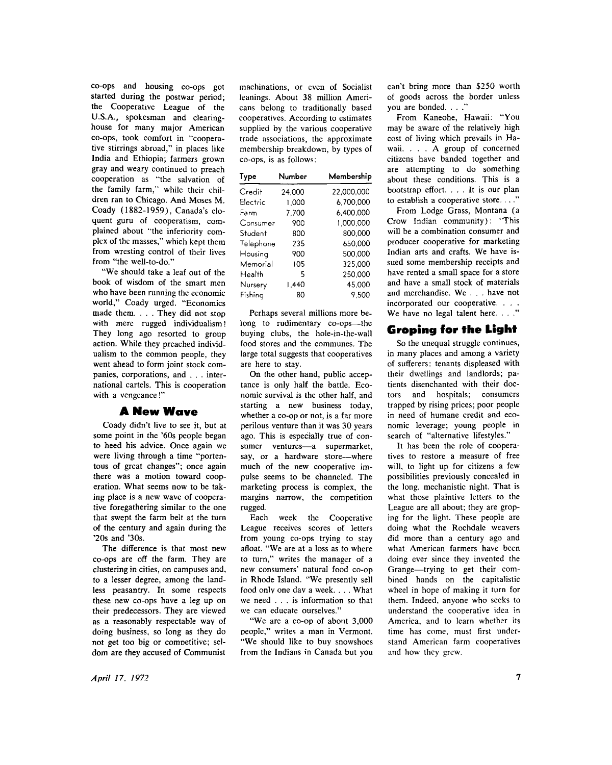co-ops and housing co-ops got started during the postwar period; the Cooperative League of the U.S.A., spokesman and clearinghouse for many major American co-ops, took comfort in "cooperative stirrings abroad," in places like India and Ethiopia; farmers grown gray and weary continued to preach cooperation as "the salvation of the family farm," while their children ran to Chicago. And Moses M. Coady (1882-1959), Canada's eloquent guru of cooperatism, complained about "the inferiority complex of the masses," which kept them from wresting control of their lives from "the well-to-do."

"We should take a leaf out of the book of wisdom of the smart men who have been running the economic world," Coady urged. "Economics made them. . . . They did not stop with mere rugged individualism! They long ago resorted to group action. While they preached individualism to the common people, they went ahead to form joint stock companies, corporations, and . . . international cartels. This is cooperation with a vengeance!"

## A New Wave

Coady didn't live to see it, but at some point in the '60s people began to heed his advice. Once again we were living through a time "portentous of great changes"; once again there was a motion toward cooperation. What seems now to be taking place is a new wave of cooperative foregathering similar to the one that swept the farm belt at the turn of the century and again during the '20s and '30s.

The difference is that most new co-ops are off the farm. They are clustering in cities, on campuses and, to a lesser degree, among the landless peasantry. In some respects these new co-ops have a leg up on their predecessors. They are viewed as a reasonably respectable way of doing business, so long as they do not get too big or competitive; seldom are they accused of Communist machinations, or even of Socialist leanings. About 38 million Americans belong to traditionally based cooperatives. According to estimates supplied by the various cooperative trade associations, the approximate membership breakdown, by types of co-ops, is as follows:

| Type | Number | Membership |
|---|---|---|
| Credit | 24,000 | 22,000,000 |
| Electric | 1,000 | 6,700,000 |
| Farm | 7,700 | 6,400,000 |
| Consumer | 900 | 1,000,000 |
| Student | 800 | 800,000 |
| Telephone | 235 | 650,000 |
| Housing | 900 | 500,000 |
| Memorial | 105 | 325,000 |
| Health | 5 | 250,000 |
| Nursery | 1,440 | 45,000 |
| Fishing | 80 | 9,500 |

Perhaps several millions more belong to rudimentary co-ops—the buying clubs, the hole-in-the-wall food stores and the communes. The large total suggests that cooperatives are here to stay.

On the other hand, public acceptance is only half the battle. Economic survival is the other half, and starting a new business today, whether a co-op or not, is a far more perilous venture than it was 30 years ago. This is especially true of consumer ventures—a supermarket, say, or a hardware store—where much of the new cooperative impulse seems to be channeled. The marketing process is complex, the margins narrow, the competition rugged.

Each week the Cooperative League receives scores of letters from young co-ops trying to stay afloat. "We are at a loss as to where to turn," writes the manager of a new consumers' natural food co-op in Rhode Island. "We presently sell food only one day a week. . . . What we need . . . is information so that we can educate ourselves."

"We are a co-op of about 3,000 people," writes a man in Vermont. "We should like to buy snowshoes from the Indians in Canada but you can't bring more than $250 worth of goods across the border unless you are bonded. . . ."

From Kaneohe, Hawaii: "You may be aware of the relatively high cost of living which prevails in Hawaii. . . . A group of concerned citizens have banded together and are attempting to do something about these conditions. This is a bootstrap effort. . . . It is our plan to establish a cooperative store. . . ."

From Lodge Grass, Montana (a Crow Indian community): "This will be a combination consumer and producer cooperative for marketing Indian arts and crafts. We have issued some membership receipts and have rented a small space for a store and have a small stock of materials and merchandise. We . . . have not incorporated our cooperative. . . . We have no legal talent here. . . ."

## Groping for the Light

So the unequal struggle continues, in many places and among a variety of sufferers: tenants displeased with their dwellings and landlords; patients disenchanted with their doctors and hospitals; consumers trapped by rising prices; poor people in need of humane credit and economic leverage; young people in search of "alternative lifestyles."

It has been the role of cooperatives to restore a measure of free will, to light up for citizens a few possibilities previously concealed in the long, mechanistic night. That is what those plaintive letters to the League are all about; they are groping for the light. These people are doing what the Rochdale weavers did more than a century ago and what American farmers have been doing ever since they invented the Grange—trying to get their combined hands on the capitalistic wheel in hope of making it turn for them. Indeed, anyone who seeks to understand the cooperative idea in America, and to learn whether its time has come, must first understand American farm cooperatives and how they grew.